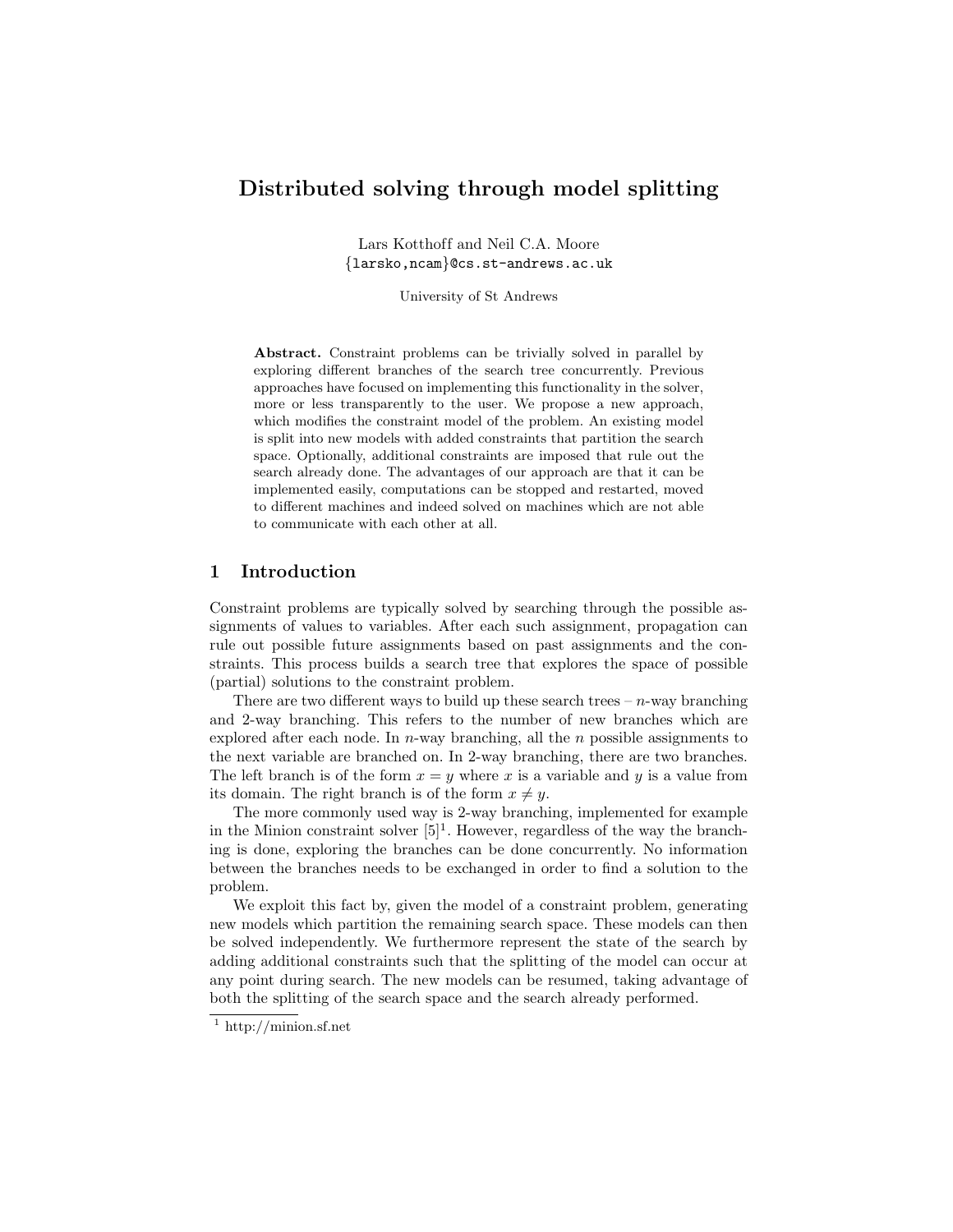# Distributed solving through model splitting

Lars Kotthoff and Neil C.A. Moore
{larsko,ncam}@cs.st-andrews.ac.uk

University of St Andrews

**Abstract.** Constraint problems can be trivially solved in parallel by exploring different branches of the search tree concurrently. Previous approaches have focused on implementing this functionality in the solver, more or less transparently to the user. We propose a new approach, which modifies the constraint model of the problem. An existing model is split into new models with added constraints that partition the search space. Optionally, additional constraints are imposed that rule out the search already done. The advantages of our approach are that it can be implemented easily, computations can be stopped and restarted, moved to different machines and indeed solved on machines which are not able to communicate with each other at all.

## 1 Introduction

Constraint problems are typically solved by searching through the possible assignments of values to variables. After each such assignment, propagation can rule out possible future assignments based on past assignments and the constraints. This process builds a search tree that explores the space of possible (partial) solutions to the constraint problem.

There are two different ways to build up these search trees – $n$-way branching and 2-way branching. This refers to the number of new branches which are explored after each node. In $n$-way branching, all the $n$ possible assignments to the next variable are branched on. In 2-way branching, there are two branches. The left branch is of the form $x = y$ where $x$ is a variable and $y$ is a value from its domain. The right branch is of the form $x \neq y$.

The more commonly used way is 2-way branching, implemented for example in the Minion constraint solver [5][1]. However, regardless of the way the branching is done, exploring the branches can be done concurrently. No information between the branches needs to be exchanged in order to find a solution to the problem.

We exploit this fact by, given the model of a constraint problem, generating new models which partition the remaining search space. These models can then be solved independently. We furthermore represent the state of the search by adding additional constraints such that the splitting of the model can occur at any point during search. The new models can be resumed, taking advantage of both the splitting of the search space and the search already performed.

[1] http://minion.sf.net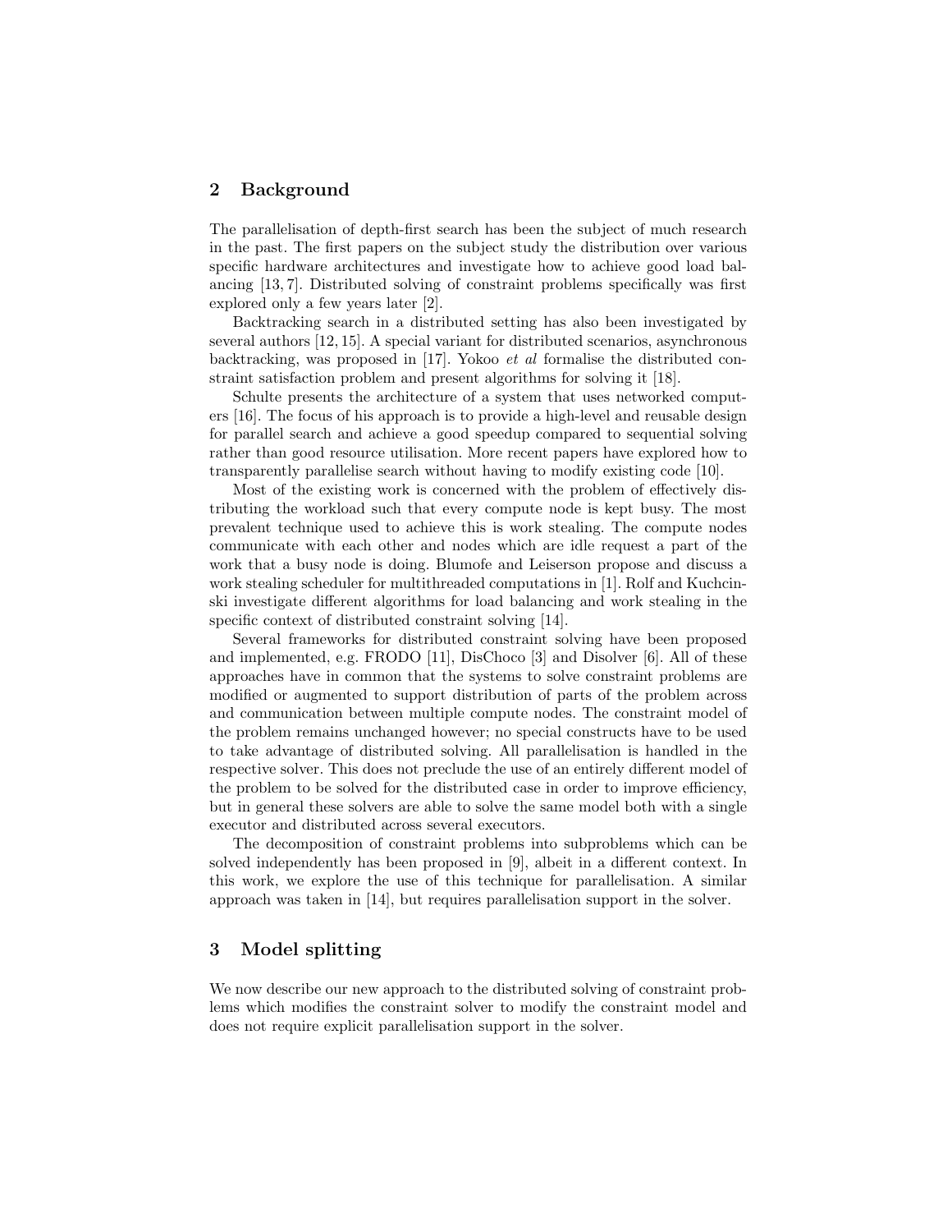## 2 Background

The parallelisation of depth-first search has been the subject of much research in the past. The first papers on the subject study the distribution over various specific hardware architectures and investigate how to achieve good load balancing [13, 7]. Distributed solving of constraint problems specifically was first explored only a few years later [2].

Backtracking search in a distributed setting has also been investigated by several authors [12, 15]. A special variant for distributed scenarios, asynchronous backtracking, was proposed in [17]. Yokoo *et al* formalise the distributed constraint satisfaction problem and present algorithms for solving it [18].

Schulte presents the architecture of a system that uses networked computers [16]. The focus of his approach is to provide a high-level and reusable design for parallel search and achieve a good speedup compared to sequential solving rather than good resource utilisation. More recent papers have explored how to transparently parallelise search without having to modify existing code [10].

Most of the existing work is concerned with the problem of effectively distributing the workload such that every compute node is kept busy. The most prevalent technique used to achieve this is work stealing. The compute nodes communicate with each other and nodes which are idle request a part of the work that a busy node is doing. Blumofe and Leiserson propose and discuss a work stealing scheduler for multithreaded computations in [1]. Rolf and Kuchcinski investigate different algorithms for load balancing and work stealing in the specific context of distributed constraint solving [14].

Several frameworks for distributed constraint solving have been proposed and implemented, e.g. FRODO [11], DisChoco [3] and Disolver [6]. All of these approaches have in common that the systems to solve constraint problems are modified or augmented to support distribution of parts of the problem across and communication between multiple compute nodes. The constraint model of the problem remains unchanged however; no special constructs have to be used to take advantage of distributed solving. All parallelisation is handled in the respective solver. This does not preclude the use of an entirely different model of the problem to be solved for the distributed case in order to improve efficiency, but in general these solvers are able to solve the same model both with a single executor and distributed across several executors.

The decomposition of constraint problems into subproblems which can be solved independently has been proposed in [9], albeit in a different context. In this work, we explore the use of this technique for parallelisation. A similar approach was taken in [14], but requires parallelisation support in the solver.

## 3 Model splitting

We now describe our new approach to the distributed solving of constraint problems which modifies the constraint solver to modify the constraint model and does not require explicit parallelisation support in the solver.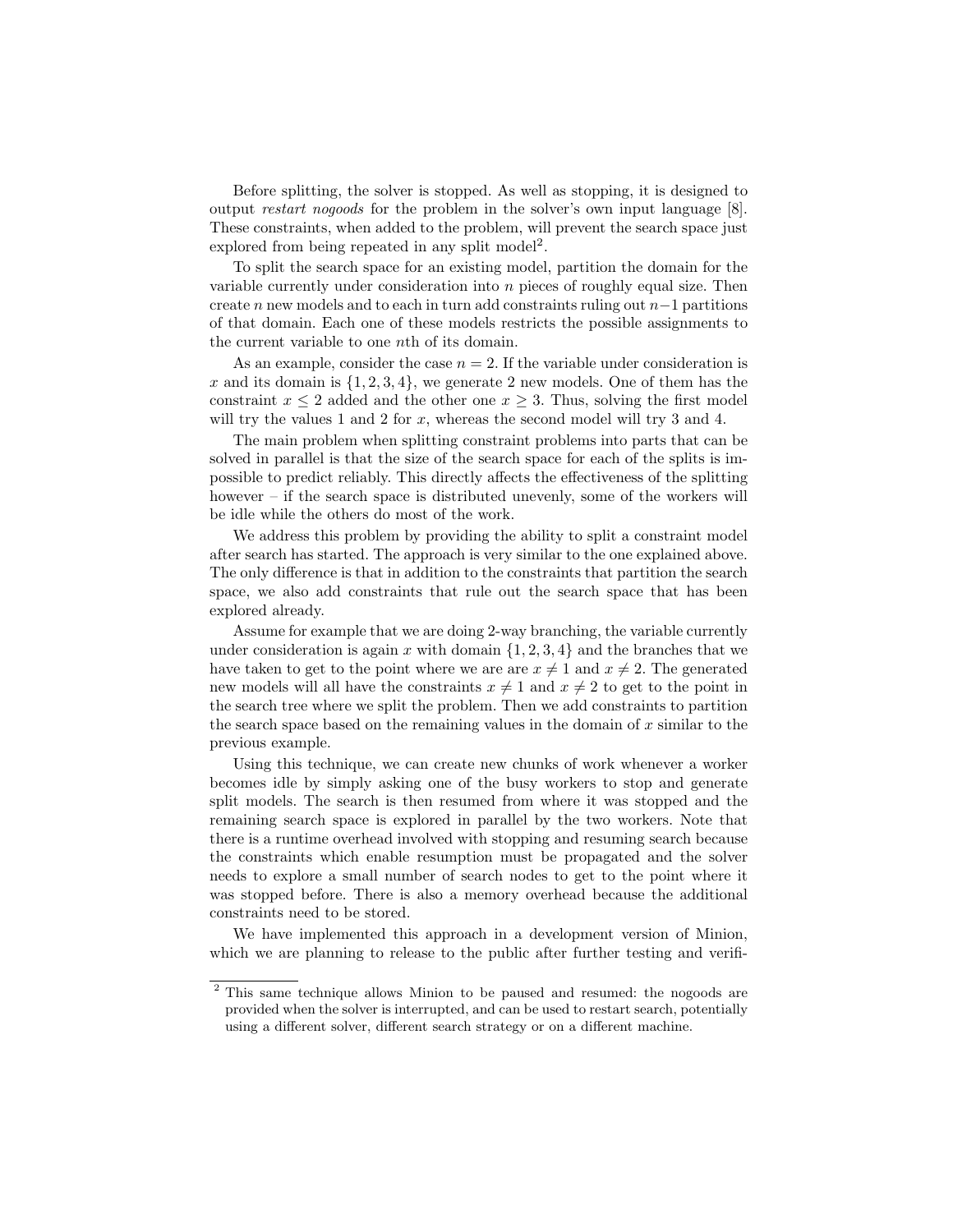Before splitting, the solver is stopped. As well as stopping, it is designed to output *restart nogoods* for the problem in the solver's own input language [8]. These constraints, when added to the problem, will prevent the search space just explored from being repeated in any split model[2].

To split the search space for an existing model, partition the domain for the variable currently under consideration into $n$ pieces of roughly equal size. Then create $n$ new models and to each in turn add constraints ruling out $n-1$ partitions of that domain. Each one of these models restricts the possible assignments to the current variable to one $n$th of its domain.

As an example, consider the case $n = 2$. If the variable under consideration is $x$ and its domain is $\{1, 2, 3, 4\}$, we generate 2 new models. One of them has the constraint $x \leq 2$ added and the other one $x \geq 3$. Thus, solving the first model will try the values 1 and 2 for $x$, whereas the second model will try 3 and 4.

The main problem when splitting constraint problems into parts that can be solved in parallel is that the size of the search space for each of the splits is impossible to predict reliably. This directly affects the effectiveness of the splitting however – if the search space is distributed unevenly, some of the workers will be idle while the others do most of the work.

We address this problem by providing the ability to split a constraint model after search has started. The approach is very similar to the one explained above. The only difference is that in addition to the constraints that partition the search space, we also add constraints that rule out the search space that has been explored already.

Assume for example that we are doing 2-way branching, the variable currently under consideration is again $x$ with domain $\{1, 2, 3, 4\}$ and the branches that we have taken to get to the point where we are are $x \neq 1$ and $x \neq 2$. The generated new models will all have the constraints $x \neq 1$ and $x \neq 2$ to get to the point in the search tree where we split the problem. Then we add constraints to partition the search space based on the remaining values in the domain of $x$ similar to the previous example.

Using this technique, we can create new chunks of work whenever a worker becomes idle by simply asking one of the busy workers to stop and generate split models. The search is then resumed from where it was stopped and the remaining search space is explored in parallel by the two workers. Note that there is a runtime overhead involved with stopping and resuming search because the constraints which enable resumption must be propagated and the solver needs to explore a small number of search nodes to get to the point where it was stopped before. There is also a memory overhead because the additional constraints need to be stored.

We have implemented this approach in a development version of Minion, which we are planning to release to the public after further testing and verifi-

[2] This same technique allows Minion to be paused and resumed: the nogoods are provided when the solver is interrupted, and can be used to restart search, potentially using a different solver, different search strategy or on a different machine.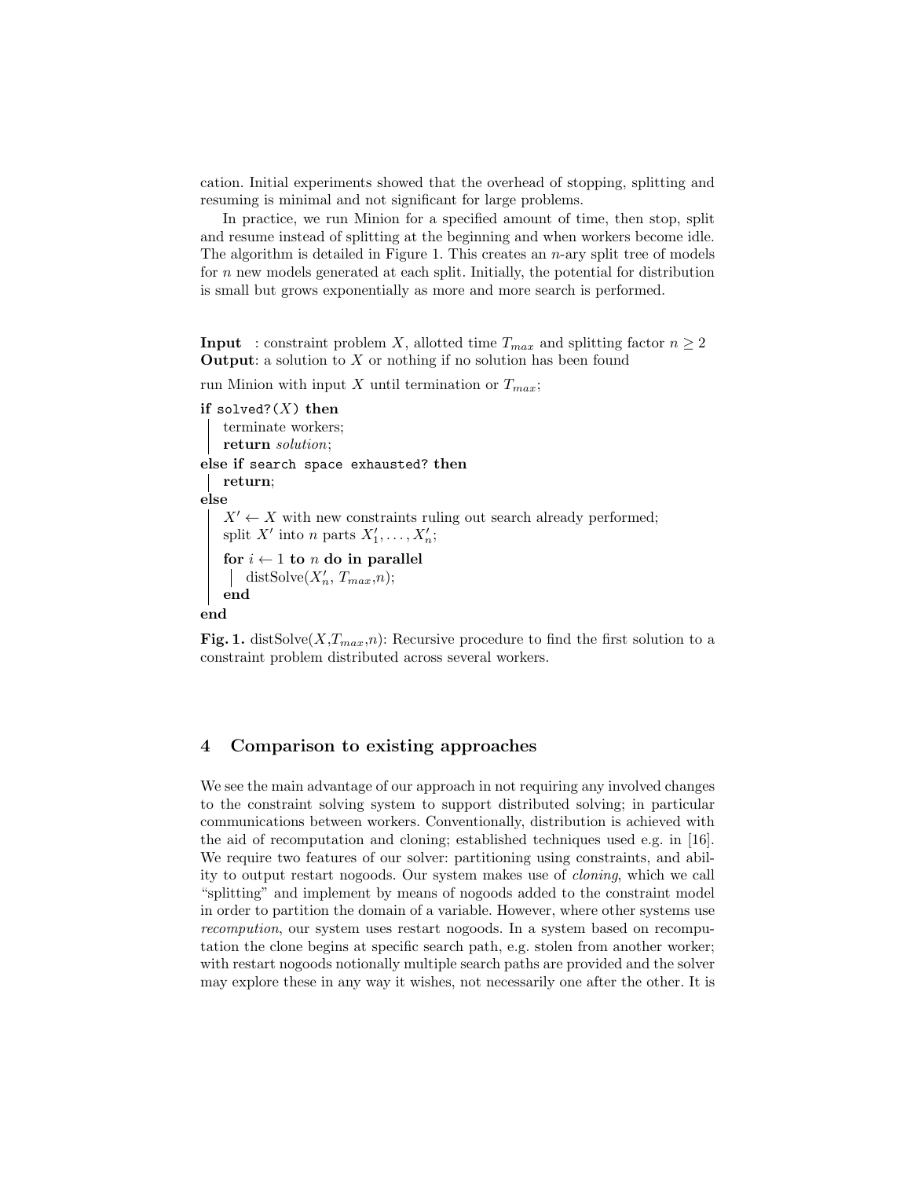cation. Initial experiments showed that the overhead of stopping, splitting and resuming is minimal and not significant for large problems.

In practice, we run Minion for a specified amount of time, then stop, split and resume instead of splitting at the beginning and when workers become idle. The algorithm is detailed in Figure 1. This creates an $n$-ary split tree of models for $n$ new models generated at each split. Initially, the potential for distribution is small but grows exponentially as more and more search is performed.

```
Input  : constraint problem X, allotted time T_max and splitting factor n ≥ 2
Output: a solution to X or nothing if no solution has been found

run Minion with input X until termination or T_max;
if solved?(X) then
    terminate workers;
    return solution;
else if search space exhausted? then
    return;
else
    X' ← X with new constraints ruling out search already performed;
    split X' into n parts X'_1, ..., X'_n;
    for i ← 1 to n do in parallel
        distSolve(X'_n, T_max, n);
    end
end
```

**Fig. 1.** distSolve($X$,$T_{max}$,$n$): Recursive procedure to find the first solution to a constraint problem distributed across several workers.

## 4 Comparison to existing approaches

We see the main advantage of our approach in not requiring any involved changes to the constraint solving system to support distributed solving; in particular communications between workers. Conventionally, distribution is achieved with the aid of recomputation and cloning; established techniques used e.g. in [16]. We require two features of our solver: partitioning using constraints, and ability to output restart nogoods. Our system makes use of *cloning*, which we call "splitting" and implement by means of nogoods added to the constraint model in order to partition the domain of a variable. However, where other systems use *recompution*, our system uses restart nogoods. In a system based on recomputation the clone begins at specific search path, e.g. stolen from another worker; with restart nogoods notionally multiple search paths are provided and the solver may explore these in any way it wishes, not necessarily one after the other. It is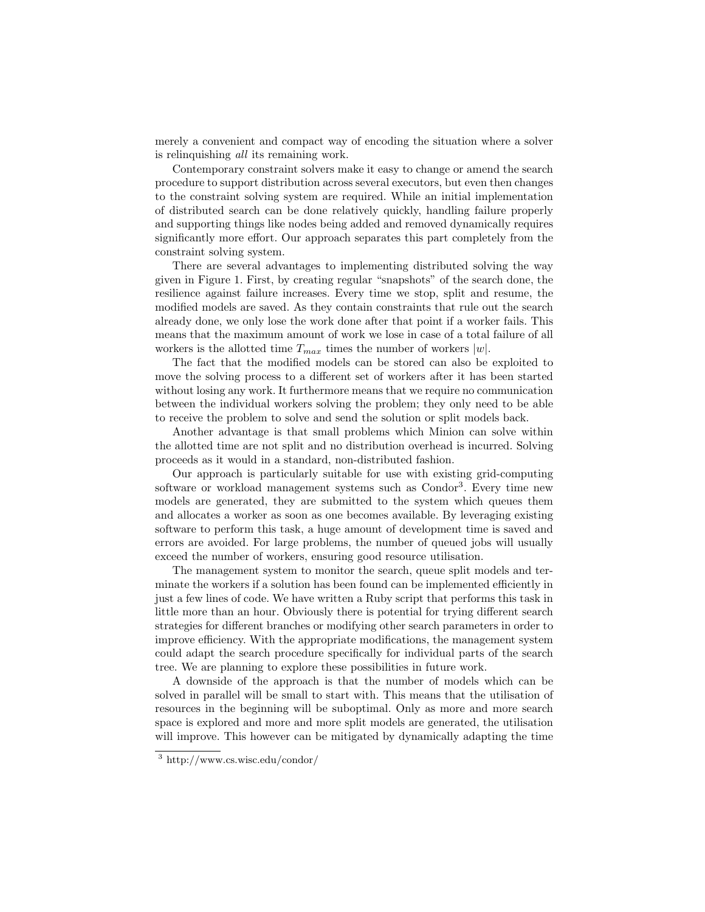merely a convenient and compact way of encoding the situation where a solver is relinquishing *all* its remaining work.

Contemporary constraint solvers make it easy to change or amend the search procedure to support distribution across several executors, but even then changes to the constraint solving system are required. While an initial implementation of distributed search can be done relatively quickly, handling failure properly and supporting things like nodes being added and removed dynamically requires significantly more effort. Our approach separates this part completely from the constraint solving system.

There are several advantages to implementing distributed solving the way given in Figure 1. First, by creating regular "snapshots" of the search done, the resilience against failure increases. Every time we stop, split and resume, the modified models are saved. As they contain constraints that rule out the search already done, we only lose the work done after that point if a worker fails. This means that the maximum amount of work we lose in case of a total failure of all workers is the allotted time $T_{max}$ times the number of workers $|w|$.

The fact that the modified models can be stored can also be exploited to move the solving process to a different set of workers after it has been started without losing any work. It furthermore means that we require no communication between the individual workers solving the problem; they only need to be able to receive the problem to solve and send the solution or split models back.

Another advantage is that small problems which Minion can solve within the allotted time are not split and no distribution overhead is incurred. Solving proceeds as it would in a standard, non-distributed fashion.

Our approach is particularly suitable for use with existing grid-computing software or workload management systems such as Condor[3]. Every time new models are generated, they are submitted to the system which queues them and allocates a worker as soon as one becomes available. By leveraging existing software to perform this task, a huge amount of development time is saved and errors are avoided. For large problems, the number of queued jobs will usually exceed the number of workers, ensuring good resource utilisation.

The management system to monitor the search, queue split models and terminate the workers if a solution has been found can be implemented efficiently in just a few lines of code. We have written a Ruby script that performs this task in little more than an hour. Obviously there is potential for trying different search strategies for different branches or modifying other search parameters in order to improve efficiency. With the appropriate modifications, the management system could adapt the search procedure specifically for individual parts of the search tree. We are planning to explore these possibilities in future work.

A downside of the approach is that the number of models which can be solved in parallel will be small to start with. This means that the utilisation of resources in the beginning will be suboptimal. Only as more and more search space is explored and more and more split models are generated, the utilisation will improve. This however can be mitigated by dynamically adapting the time

[3] http://www.cs.wisc.edu/condor/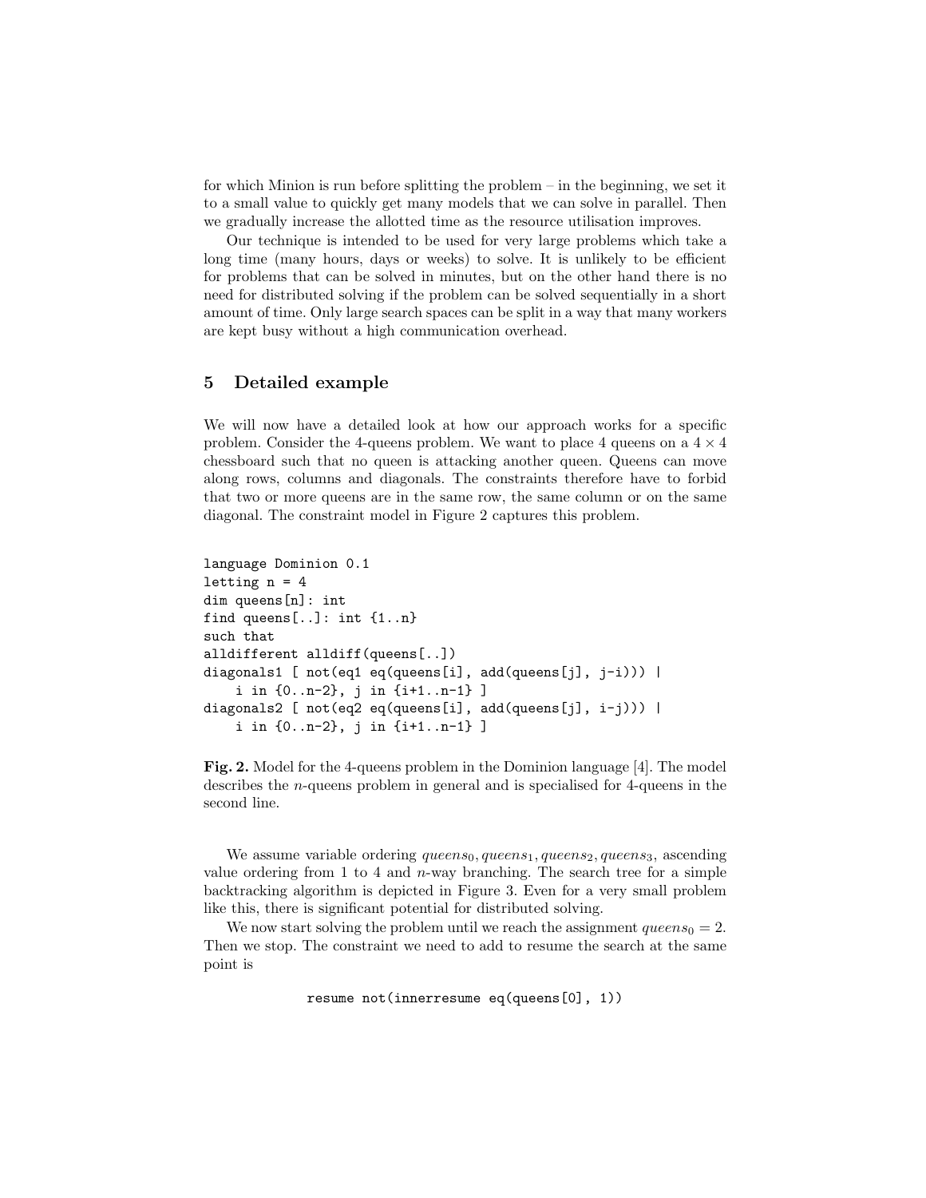for which Minion is run before splitting the problem – in the beginning, we set it to a small value to quickly get many models that we can solve in parallel. Then we gradually increase the allotted time as the resource utilisation improves.

Our technique is intended to be used for very large problems which take a long time (many hours, days or weeks) to solve. It is unlikely to be efficient for problems that can be solved in minutes, but on the other hand there is no need for distributed solving if the problem can be solved sequentially in a short amount of time. Only large search spaces can be split in a way that many workers are kept busy without a high communication overhead.

## 5 Detailed example

We will now have a detailed look at how our approach works for a specific problem. Consider the 4-queens problem. We want to place 4 queens on a $4 \times 4$ chessboard such that no queen is attacking another queen. Queens can move along rows, columns and diagonals. The constraints therefore have to forbid that two or more queens are in the same row, the same column or on the same diagonal. The constraint model in Figure 2 captures this problem.

```
language Dominion 0.1
letting n = 4
dim queens[n]: int
find queens[..]: int {1..n}
such that
alldifferent alldiff(queens[..])
diagonals1 [ not(eq1 eq(queens[i], add(queens[j], j-i))) |
    i in {0..n-2}, j in {i+1..n-1} ]
diagonals2 [ not(eq2 eq(queens[i], add(queens[j], i-j))) |
    i in {0..n-2}, j in {i+1..n-1} ]
```

**Fig. 2.** Model for the 4-queens problem in the Dominion language [4]. The model describes the $n$-queens problem in general and is specialised for 4-queens in the second line.

We assume variable ordering $queens_0, queens_1, queens_2, queens_3$, ascending value ordering from 1 to 4 and $n$-way branching. The search tree for a simple backtracking algorithm is depicted in Figure 3. Even for a very small problem like this, there is significant potential for distributed solving.

We now start solving the problem until we reach the assignment $queens_0 = 2$. Then we stop. The constraint we need to add to resume the search at the same point is

```
resume not(innerresume eq(queens[0], 1))
```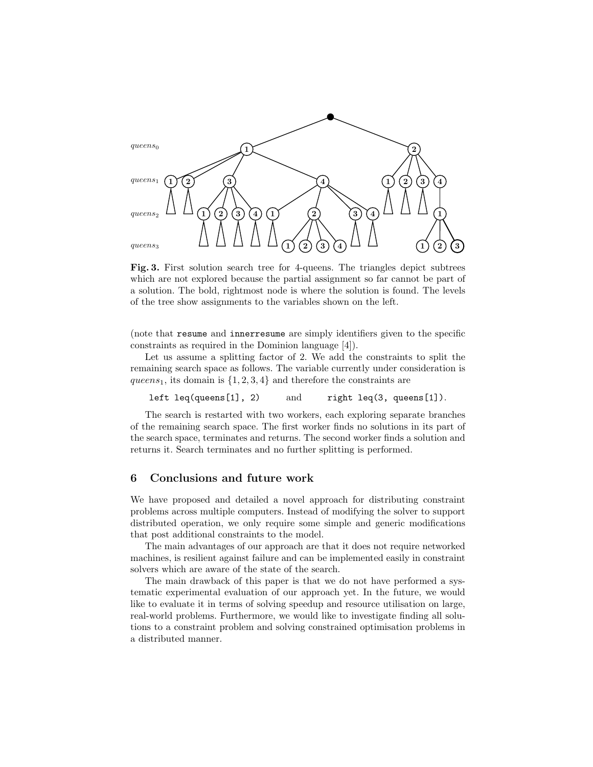**Fig. 3.** First solution search tree for 4-queens. The triangles depict subtrees which are not explored because the partial assignment so far cannot be part of a solution. The bold, rightmost node is where the solution is found. The levels of the tree show assignments to the variables shown on the left.

(note that `resume` and `innerresume` are simply identifiers given to the specific constraints as required in the Dominion language [4]).

Let us assume a splitting factor of 2. We add the constraints to split the remaining search space as follows. The variable currently under consideration is $queens_1$, its domain is $\{1, 2, 3, 4\}$ and therefore the constraints are

`left leq(queens[1], 2)` and `right leq(3, queens[1])`.

The search is restarted with two workers, each exploring separate branches of the remaining search space. The first worker finds no solutions in its part of the search space, terminates and returns. The second worker finds a solution and returns it. Search terminates and no further splitting is performed.

## 6 Conclusions and future work

We have proposed and detailed a novel approach for distributing constraint problems across multiple computers. Instead of modifying the solver to support distributed operation, we only require some simple and generic modifications that post additional constraints to the model.

The main advantages of our approach are that it does not require networked machines, is resilient against failure and can be implemented easily in constraint solvers which are aware of the state of the search.

The main drawback of this paper is that we do not have performed a systematic experimental evaluation of our approach yet. In the future, we would like to evaluate it in terms of solving speedup and resource utilisation on large, real-world problems. Furthermore, we would like to investigate finding all solutions to a constraint problem and solving constrained optimisation problems in a distributed manner.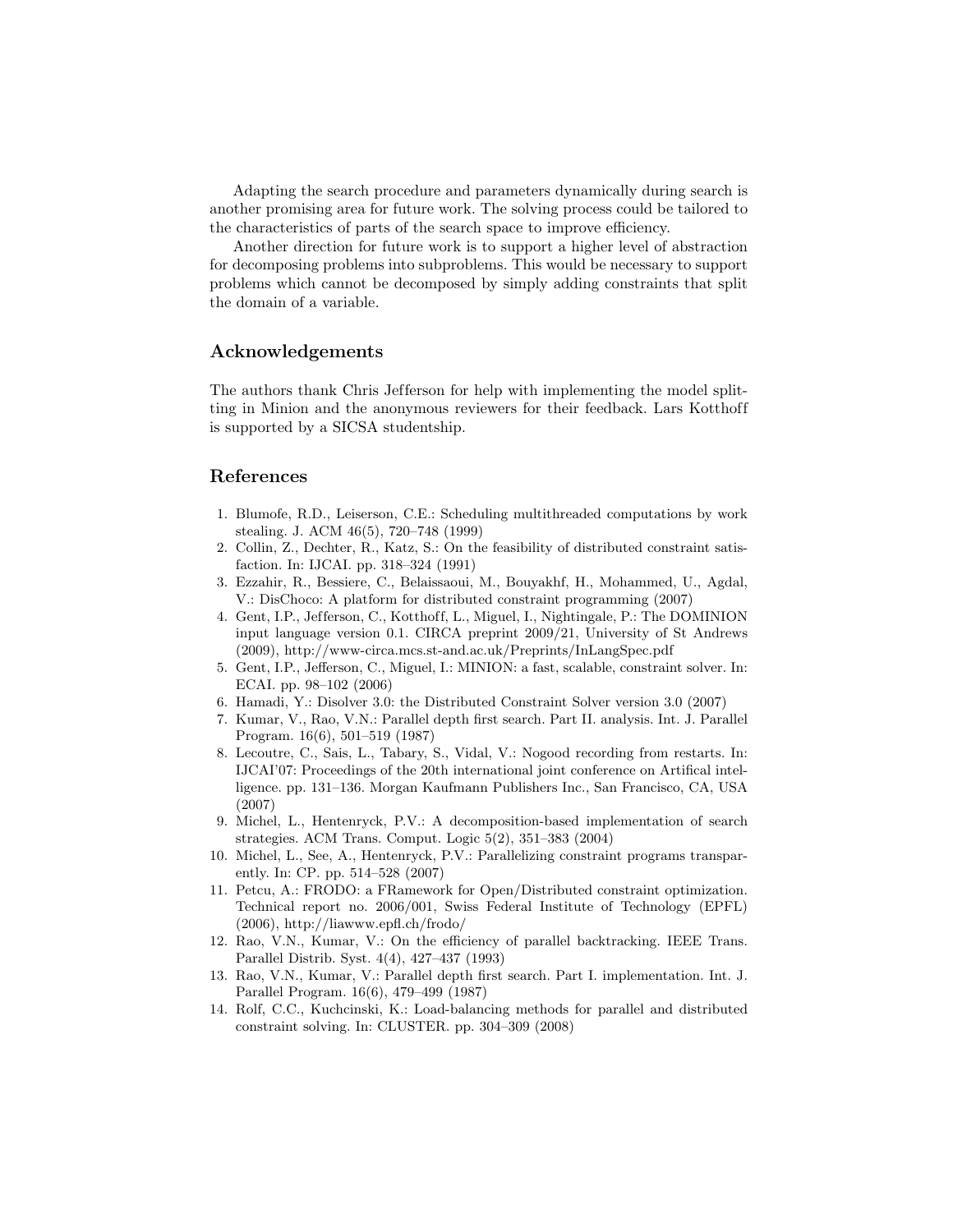Adapting the search procedure and parameters dynamically during search is another promising area for future work. The solving process could be tailored to the characteristics of parts of the search space to improve efficiency.

Another direction for future work is to support a higher level of abstraction for decomposing problems into subproblems. This would be necessary to support problems which cannot be decomposed by simply adding constraints that split the domain of a variable.

## Acknowledgements

The authors thank Chris Jefferson for help with implementing the model splitting in Minion and the anonymous reviewers for their feedback. Lars Kotthoff is supported by a SICSA studentship.

## References

1. Blumofe, R.D., Leiserson, C.E.: Scheduling multithreaded computations by work stealing. J. ACM 46(5), 720–748 (1999)
2. Collin, Z., Dechter, R., Katz, S.: On the feasibility of distributed constraint satisfaction. In: IJCAI. pp. 318–324 (1991)
3. Ezzahir, R., Bessiere, C., Belaissaoui, M., Bouyakhf, H., Mohammed, U., Agdal, V.: DisChoco: A platform for distributed constraint programming (2007)
4. Gent, I.P., Jefferson, C., Kotthoff, L., Miguel, I., Nightingale, P.: The DOMINION input language version 0.1. CIRCA preprint 2009/21, University of St Andrews (2009), http://www-circa.mcs.st-and.ac.uk/Preprints/InLangSpec.pdf
5. Gent, I.P., Jefferson, C., Miguel, I.: MINION: a fast, scalable, constraint solver. In: ECAI. pp. 98–102 (2006)
6. Hamadi, Y.: Disolver 3.0: the Distributed Constraint Solver version 3.0 (2007)
7. Kumar, V., Rao, V.N.: Parallel depth first search. Part II. analysis. Int. J. Parallel Program. 16(6), 501–519 (1987)
8. Lecoutre, C., Sais, L., Tabary, S., Vidal, V.: Nogood recording from restarts. In: IJCAI'07: Proceedings of the 20th international joint conference on Artifical intelligence. pp. 131–136. Morgan Kaufmann Publishers Inc., San Francisco, CA, USA (2007)
9. Michel, L., Hentenryck, P.V.: A decomposition-based implementation of search strategies. ACM Trans. Comput. Logic 5(2), 351–383 (2004)
10. Michel, L., See, A., Hentenryck, P.V.: Parallelizing constraint programs transparently. In: CP. pp. 514–528 (2007)
11. Petcu, A.: FRODO: a FRamework for Open/Distributed constraint optimization. Technical report no. 2006/001, Swiss Federal Institute of Technology (EPFL) (2006), http://liawww.epfl.ch/frodo/
12. Rao, V.N., Kumar, V.: On the efficiency of parallel backtracking. IEEE Trans. Parallel Distrib. Syst. 4(4), 427–437 (1993)
13. Rao, V.N., Kumar, V.: Parallel depth first search. Part I. implementation. Int. J. Parallel Program. 16(6), 479–499 (1987)
14. Rolf, C.C., Kuchcinski, K.: Load-balancing methods for parallel and distributed constraint solving. In: CLUSTER. pp. 304–309 (2008)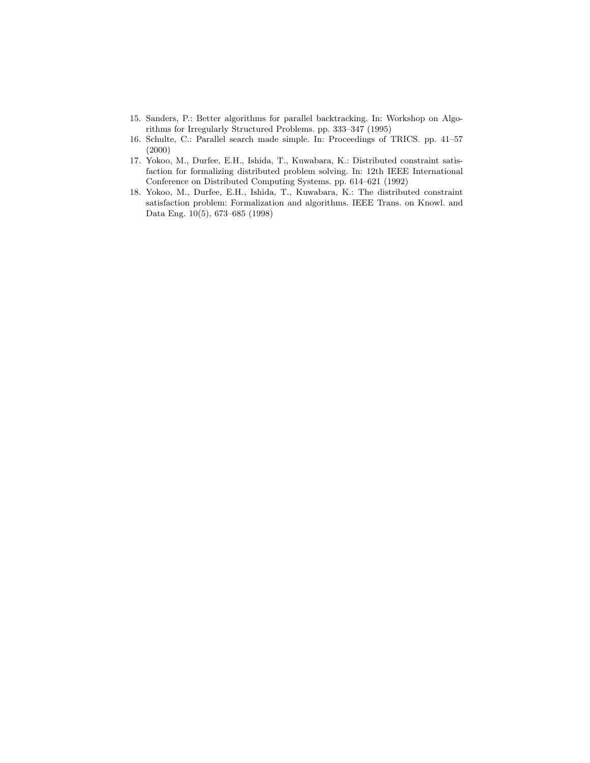15. Sanders, P.: Better algorithms for parallel backtracking. In: Workshop on Algorithms for Irregularly Structured Problems. pp. 333–347 (1995)
16. Schulte, C.: Parallel search made simple. In: Proceedings of TRICS. pp. 41–57 (2000)
17. Yokoo, M., Durfee, E.H., Ishida, T., Kuwabara, K.: Distributed constraint satisfaction for formalizing distributed problem solving. In: 12th IEEE International Conference on Distributed Computing Systems. pp. 614–621 (1992)
18. Yokoo, M., Durfee, E.H., Ishida, T., Kuwabara, K.: The distributed constraint satisfaction problem: Formalization and algorithms. IEEE Trans. on Knowl. and Data Eng. 10(5), 673–685 (1998)